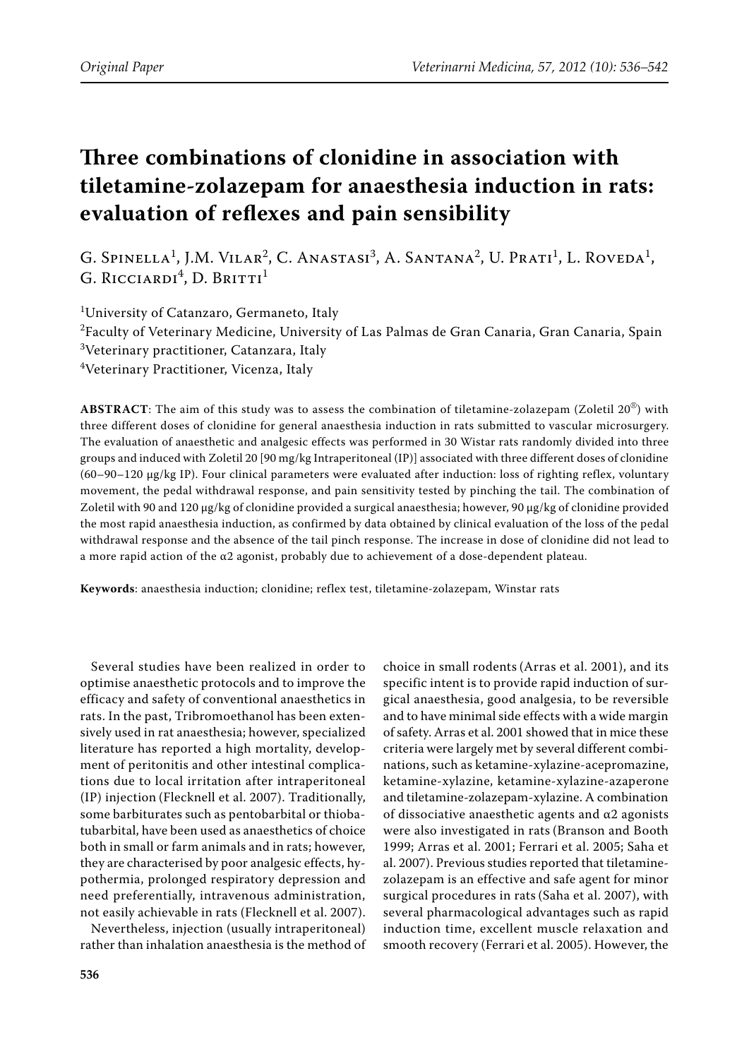*Original Paper*

# Three combinations of clonidine in association with tiletamine-zolazepam for anaesthesia induction in rats: evaluation of reflexes and pain sensibility

G. Spinella[1], J.M. Vilar[2], C. Anastasi[3], A. Santana[2], U. Prati[1], L. Roveda[1], G. Ricciardi[4], D. Britti[1]

[1]University of Catanzaro, Germaneto, Italy
[2]Faculty of Veterinary Medicine, University of Las Palmas de Gran Canaria, Gran Canaria, Spain
[3]Veterinary practitioner, Catanzara, Italy
[4]Veterinary Practitioner, Vicenza, Italy

**ABSTRACT**: The aim of this study was to assess the combination of tiletamine-zolazepam (Zoletil 20®) with three different doses of clonidine for general anaesthesia induction in rats submitted to vascular microsurgery. The evaluation of anaesthetic and analgesic effects was performed in 30 Wistar rats randomly divided into three groups and induced with Zoletil 20 [90 mg/kg Intraperitoneal (IP)] associated with three different doses of clonidine (60–90–120 μg/kg IP). Four clinical parameters were evaluated after induction: loss of righting reflex, voluntary movement, the pedal withdrawal response, and pain sensitivity tested by pinching the tail. The combination of Zoletil with 90 and 120 μg/kg of clonidine provided a surgical anaesthesia; however, 90 μg/kg of clonidine provided the most rapid anaesthesia induction, as confirmed by data obtained by clinical evaluation of the loss of the pedal withdrawal response and the absence of the tail pinch response. The increase in dose of clonidine did not lead to a more rapid action of the α2 agonist, probably due to achievement of a dose-dependent plateau.

**Keywords**: anaesthesia induction; clonidine; reflex test, tiletamine-zolazepam, Winstar rats

Several studies have been realized in order to optimise anaesthetic protocols and to improve the efficacy and safety of conventional anaesthetics in rats. In the past, Tribromoethanol has been extensively used in rat anaesthesia; however, specialized literature has reported a high mortality, development of peritonitis and other intestinal complications due to local irritation after intraperitoneal (IP) injection (Flecknell et al. 2007). Traditionally, some barbiturates such as pentobarbital or thiobatubarbital, have been used as anaesthetics of choice both in small or farm animals and in rats; however, they are characterised by poor analgesic effects, hypothermia, prolonged respiratory depression and need preferentially, intravenous administration, not easily achievable in rats (Flecknell et al. 2007).

Nevertheless, injection (usually intraperitoneal) rather than inhalation anaesthesia is the method of choice in small rodents (Arras et al. 2001), and its specific intent is to provide rapid induction of surgical anaesthesia, good analgesia, to be reversible and to have minimal side effects with a wide margin of safety. Arras et al. 2001 showed that in mice these criteria were largely met by several different combinations, such as ketamine-xylazine-acepromazine, ketamine-xylazine, ketamine-xylazine-azaperone and tiletamine-zolazepam-xylazine. A combination of dissociative anaesthetic agents and α2 agonists were also investigated in rats (Branson and Booth 1999; Arras et al. 2001; Ferrari et al. 2005; Saha et al. 2007). Previous studies reported that tiletamine-zolazepam is an effective and safe agent for minor surgical procedures in rats (Saha et al. 2007), with several pharmacological advantages such as rapid induction time, excellent muscle relaxation and smooth recovery (Ferrari et al. 2005). However, the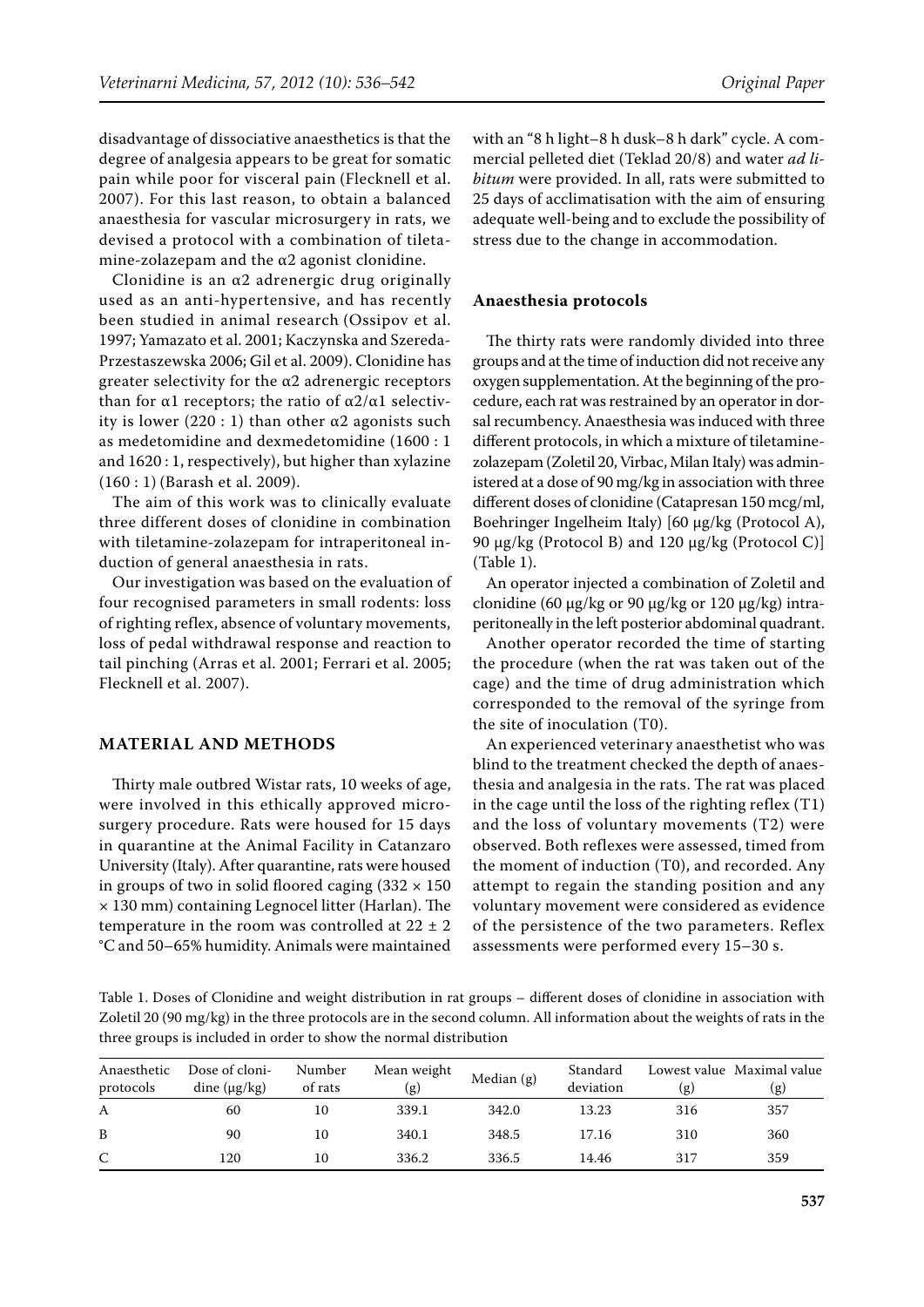disadvantage of dissociative anaesthetics is that the degree of analgesia appears to be great for somatic pain while poor for visceral pain (Flecknell et al. 2007). For this last reason, to obtain a balanced anaesthesia for vascular microsurgery in rats, we devised a protocol with a combination of tiletamine-zolazepam and the α2 agonist clonidine.

Clonidine is an α2 adrenergic drug originally used as an anti-hypertensive, and has recently been studied in animal research (Ossipov et al. 1997; Yamazato et al. 2001; Kaczynska and Szereda-Przestaszewska 2006; Gil et al. 2009). Clonidine has greater selectivity for the α2 adrenergic receptors than for α1 receptors; the ratio of α2/α1 selectivity is lower (220 : 1) than other α2 agonists such as medetomidine and dexmedetomidine (1600 : 1 and 1620 : 1, respectively), but higher than xylazine (160 : 1) (Barash et al. 2009).

The aim of this work was to clinically evaluate three different doses of clonidine in combination with tiletamine-zolazepam for intraperitoneal induction of general anaesthesia in rats.

Our investigation was based on the evaluation of four recognised parameters in small rodents: loss of righting reflex, absence of voluntary movements, loss of pedal withdrawal response and reaction to tail pinching (Arras et al. 2001; Ferrari et al. 2005; Flecknell et al. 2007).

## MATERIAL AND METHODS

Thirty male outbred Wistar rats, 10 weeks of age, were involved in this ethically approved microsurgery procedure. Rats were housed for 15 days in quarantine at the Animal Facility in Catanzaro University (Italy). After quarantine, rats were housed in groups of two in solid floored caging (332 × 150 × 130 mm) containing Legnocel litter (Harlan). The temperature in the room was controlled at 22 ± 2 °C and 50–65% humidity. Animals were maintained with an "8 h light–8 h dusk–8 h dark" cycle. A commercial pelleted diet (Teklad 20/8) and water *ad libitum* were provided. In all, rats were submitted to 25 days of acclimatisation with the aim of ensuring adequate well-being and to exclude the possibility of stress due to the change in accommodation.

### Anaesthesia protocols

The thirty rats were randomly divided into three groups and at the time of induction did not receive any oxygen supplementation. At the beginning of the procedure, each rat was restrained by an operator in dorsal recumbency. Anaesthesia was induced with three different protocols, in which a mixture of tiletamine-zolazepam (Zoletil 20, Virbac, Milan Italy) was administered at a dose of 90 mg/kg in association with three different doses of clonidine (Catapresan 150 mcg/ml, Boehringer Ingelheim Italy) [60 μg/kg (Protocol A), 90 μg/kg (Protocol B) and 120 μg/kg (Protocol C)] (Table 1).

An operator injected a combination of Zoletil and clonidine (60 μg/kg or 90 μg/kg or 120 μg/kg) intraperitoneally in the left posterior abdominal quadrant.

Another operator recorded the time of starting the procedure (when the rat was taken out of the cage) and the time of drug administration which corresponded to the removal of the syringe from the site of inoculation (T0).

An experienced veterinary anaesthetist who was blind to the treatment checked the depth of anaesthesia and analgesia in the rats. The rat was placed in the cage until the loss of the righting reflex (T1) and the loss of voluntary movements (T2) were observed. Both reflexes were assessed, timed from the moment of induction (T0), and recorded. Any attempt to regain the standing position and any voluntary movement were considered as evidence of the persistence of the two parameters. Reflex assessments were performed every 15–30 s.

Table 1. Doses of Clonidine and weight distribution in rat groups – different doses of clonidine in association with Zoletil 20 (90 mg/kg) in the three protocols are in the second column. All information about the weights of rats in the three groups is included in order to show the normal distribution

| Anaesthetic protocols | Dose of clonidine (μg/kg) | Number of rats | Mean weight (g) | Median (g) | Standard deviation | Lowest value (g) | Maximal value (g) |
|---|---|---|---|---|---|---|---|
| A | 60 | 10 | 339.1 | 342.0 | 13.23 | 316 | 357 |
| B | 90 | 10 | 340.1 | 348.5 | 17.16 | 310 | 360 |
| C | 120 | 10 | 336.2 | 336.5 | 14.46 | 317 | 359 |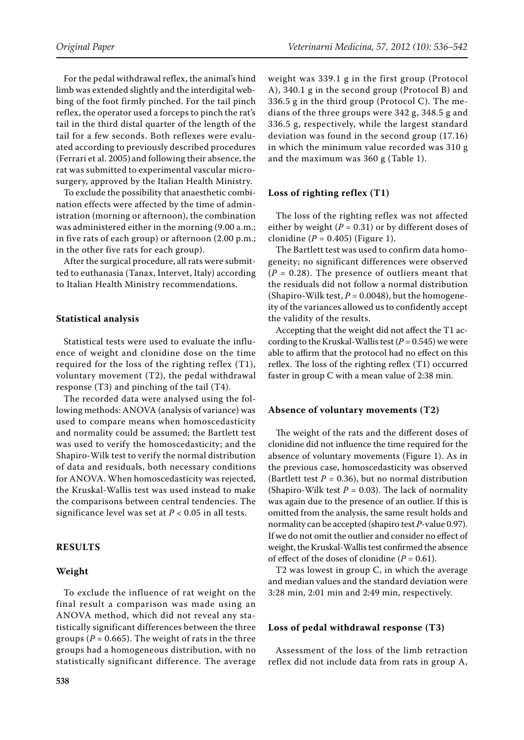For the pedal withdrawal reflex, the animal's hind limb was extended slightly and the interdigital webbing of the foot firmly pinched. For the tail pinch reflex, the operator used a forceps to pinch the rat's tail in the third distal quarter of the length of the tail for a few seconds. Both reflexes were evaluated according to previously described procedures (Ferrari et al. 2005) and following their absence, the rat was submitted to experimental vascular microsurgery, approved by the Italian Health Ministry.

To exclude the possibility that anaesthetic combination effects were affected by the time of administration (morning or afternoon), the combination was administered either in the morning (9.00 a.m.; in five rats of each group) or afternoon (2.00 p.m.; in the other five rats for each group).

After the surgical procedure, all rats were submitted to euthanasia (Tanax, Intervet, Italy) according to Italian Health Ministry recommendations.

### Statistical analysis

Statistical tests were used to evaluate the influence of weight and clonidine dose on the time required for the loss of the righting reflex (T1), voluntary movement (T2), the pedal withdrawal response (T3) and pinching of the tail (T4).

The recorded data were analysed using the following methods: ANOVA (analysis of variance) was used to compare means when homoscedasticity and normality could be assumed; the Bartlett test was used to verify the homoscedasticity; and the Shapiro-Wilk test to verify the normal distribution of data and residuals, both necessary conditions for ANOVA. When homoscedasticity was rejected, the Kruskal-Wallis test was used instead to make the comparisons between central tendencies. The significance level was set at $P < 0.05$ in all tests.

## RESULTS

### Weight

To exclude the influence of rat weight on the final result a comparison was made using an ANOVA method, which did not reveal any statistically significant differences between the three groups ($P = 0.665$). The weight of rats in the three groups had a homogeneous distribution, with no statistically significant difference. The average weight was 339.1 g in the first group (Protocol A), 340.1 g in the second group (Protocol B) and 336.5 g in the third group (Protocol C). The medians of the three groups were 342 g, 348.5 g and 336.5 g, respectively, while the largest standard deviation was found in the second group (17.16) in which the minimum value recorded was 310 g and the maximum was 360 g (Table 1).

### Loss of righting reflex (T1)

The loss of the righting reflex was not affected either by weight ($P = 0.31$) or by different doses of clonidine ($P = 0.405$) (Figure 1).

The Bartlett test was used to confirm data homogeneity; no significant differences were observed ($P = 0.28$). The presence of outliers meant that the residuals did not follow a normal distribution (Shapiro-Wilk test, $P = 0.0048$), but the homogeneity of the variances allowed us to confidently accept the validity of the results.

Accepting that the weight did not affect the T1 according to the Kruskal-Wallis test ($P = 0.545$) we were able to affirm that the protocol had no effect on this reflex. The loss of the righting reflex (T1) occurred faster in group C with a mean value of 2:38 min.

### Absence of voluntary movements (T2)

The weight of the rats and the different doses of clonidine did not influence the time required for the absence of voluntary movements (Figure 1). As in the previous case, homoscedasticity was observed (Bartlett test $P = 0.36$), but no normal distribution (Shapiro-Wilk test $P = 0.03$). The lack of normality was again due to the presence of an outlier. If this is omitted from the analysis, the same result holds and normality can be accepted (shapiro test *P*-value 0.97). If we do not omit the outlier and consider no effect of weight, the Kruskal-Wallis test confirmed the absence of effect of the doses of clonidine ($P = 0.61$).

T2 was lowest in group C, in which the average and median values and the standard deviation were 3:28 min, 2:01 min and 2:49 min, respectively.

### Loss of pedal withdrawal response (T3)

Assessment of the loss of the limb retraction reflex did not include data from rats in group A,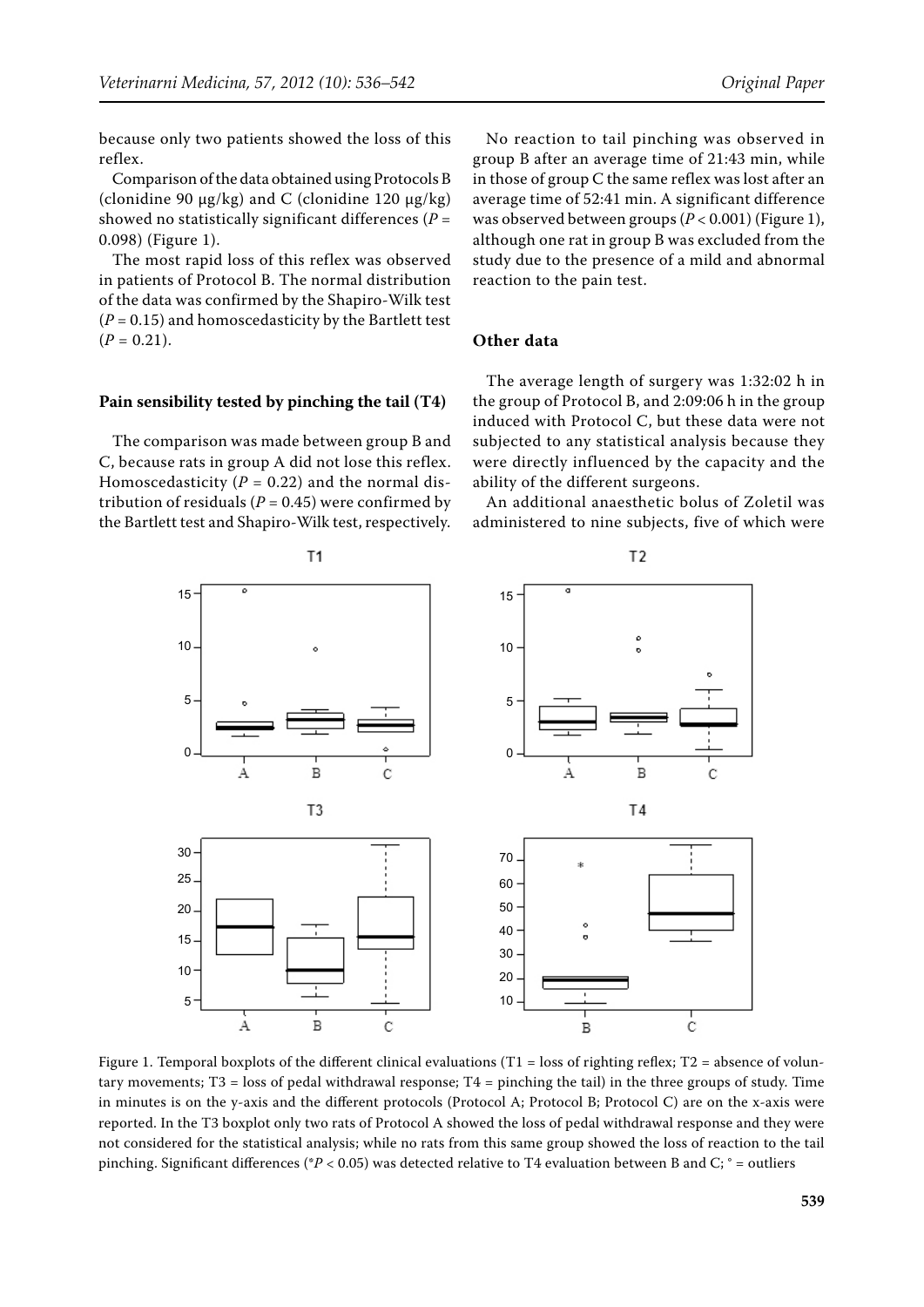because only two patients showed the loss of this reflex.

Comparison of the data obtained using Protocols B (clonidine 90 μg/kg) and C (clonidine 120 μg/kg) showed no statistically significant differences ($P$ = 0.098) (Figure 1).

The most rapid loss of this reflex was observed in patients of Protocol B. The normal distribution of the data was confirmed by the Shapiro-Wilk test ($P$ = 0.15) and homoscedasticity by the Bartlett test ($P$ = 0.21).

### Pain sensibility tested by pinching the tail (T4)

The comparison was made between group B and C, because rats in group A did not lose this reflex. Homoscedasticity ($P$ = 0.22) and the normal distribution of residuals ($P$ = 0.45) were confirmed by the Bartlett test and Shapiro-Wilk test, respectively.

No reaction to tail pinching was observed in group B after an average time of 21:43 min, while in those of group C the same reflex was lost after an average time of 52:41 min. A significant difference was observed between groups ($P$ < 0.001) (Figure 1), although one rat in group B was excluded from the study due to the presence of a mild and abnormal reaction to the pain test.

### Other data

The average length of surgery was 1:32:02 h in the group of Protocol B, and 2:09:06 h in the group induced with Protocol C, but these data were not subjected to any statistical analysis because they were directly influenced by the capacity and the ability of the different surgeons.

An additional anaesthetic bolus of Zoletil was administered to nine subjects, five of which were

Figure 1. Temporal boxplots of the different clinical evaluations (T1 = loss of righting reflex; T2 = absence of voluntary movements; T3 = loss of pedal withdrawal response; T4 = pinching the tail) in the three groups of study. Time in minutes is on the y-axis and the different protocols (Protocol A; Protocol B; Protocol C) are on the x-axis were reported. In the T3 boxplot only two rats of Protocol A showed the loss of pedal withdrawal response and they were not considered for the statistical analysis; while no rats from this same group showed the loss of reaction to the tail pinching. Significant differences (*$P$ < 0.05) was detected relative to T4 evaluation between B and C; ° = outliers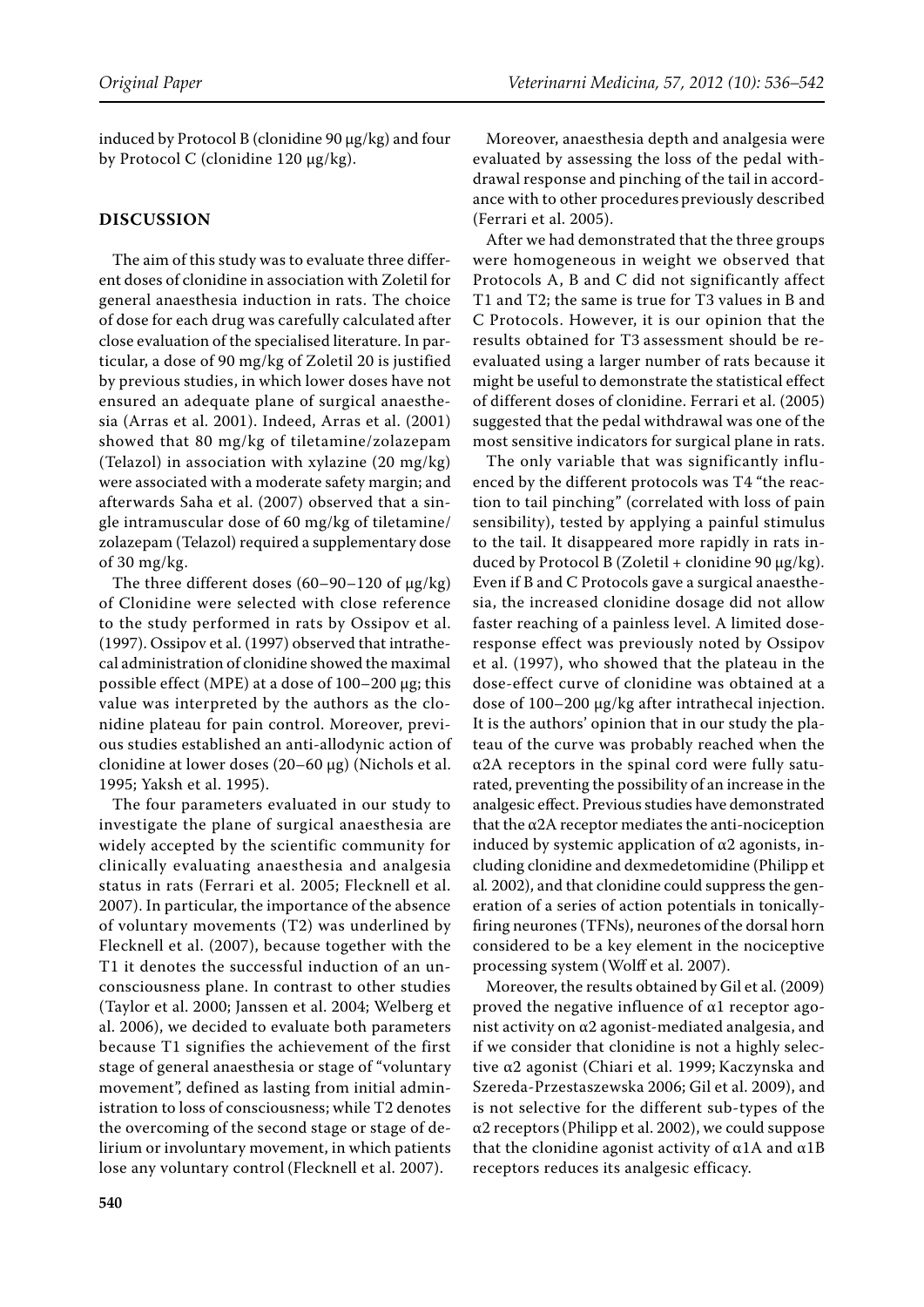induced by Protocol B (clonidine 90 μg/kg) and four by Protocol C (clonidine 120 μg/kg).

## DISCUSSION

The aim of this study was to evaluate three different doses of clonidine in association with Zoletil for general anaesthesia induction in rats. The choice of dose for each drug was carefully calculated after close evaluation of the specialised literature. In particular, a dose of 90 mg/kg of Zoletil 20 is justified by previous studies, in which lower doses have not ensured an adequate plane of surgical anaesthesia (Arras et al. 2001). Indeed, Arras et al. (2001) showed that 80 mg/kg of tiletamine/zolazepam (Telazol) in association with xylazine (20 mg/kg) were associated with a moderate safety margin; and afterwards Saha et al. (2007) observed that a single intramuscular dose of 60 mg/kg of tiletamine/zolazepam (Telazol) required a supplementary dose of 30 mg/kg.

The three different doses (60–90–120 of μg/kg) of Clonidine were selected with close reference to the study performed in rats by Ossipov et al. (1997). Ossipov et al. (1997) observed that intrathecal administration of clonidine showed the maximal possible effect (MPE) at a dose of 100–200 μg; this value was interpreted by the authors as the clonidine plateau for pain control. Moreover, previous studies established an anti-allodynic action of clonidine at lower doses (20–60 μg) (Nichols et al. 1995; Yaksh et al. 1995).

The four parameters evaluated in our study to investigate the plane of surgical anaesthesia are widely accepted by the scientific community for clinically evaluating anaesthesia and analgesia status in rats (Ferrari et al. 2005; Flecknell et al. 2007). In particular, the importance of the absence of voluntary movements (T2) was underlined by Flecknell et al. (2007), because together with the T1 it denotes the successful induction of an unconsciousness plane. In contrast to other studies (Taylor et al. 2000; Janssen et al. 2004; Welberg et al. 2006), we decided to evaluate both parameters because T1 signifies the achievement of the first stage of general anaesthesia or stage of "voluntary movement", defined as lasting from initial administration to loss of consciousness; while T2 denotes the overcoming of the second stage or stage of delirium or involuntary movement, in which patients lose any voluntary control (Flecknell et al. 2007).

Moreover, anaesthesia depth and analgesia were evaluated by assessing the loss of the pedal withdrawal response and pinching of the tail in accordance with to other procedures previously described (Ferrari et al. 2005).

After we had demonstrated that the three groups were homogeneous in weight we observed that Protocols A, B and C did not significantly affect T1 and T2; the same is true for T3 values in B and C Protocols. However, it is our opinion that the results obtained for T3 assessment should be reevaluated using a larger number of rats because it might be useful to demonstrate the statistical effect of different doses of clonidine. Ferrari et al. (2005) suggested that the pedal withdrawal was one of the most sensitive indicators for surgical plane in rats.

The only variable that was significantly influenced by the different protocols was T4 "the reaction to tail pinching" (correlated with loss of pain sensibility), tested by applying a painful stimulus to the tail. It disappeared more rapidly in rats induced by Protocol B (Zoletil + clonidine 90 μg/kg). Even if B and C Protocols gave a surgical anaesthesia, the increased clonidine dosage did not allow faster reaching of a painless level. A limited dose-response effect was previously noted by Ossipov et al. (1997), who showed that the plateau in the dose-effect curve of clonidine was obtained at a dose of 100–200 μg/kg after intrathecal injection. It is the authors' opinion that in our study the plateau of the curve was probably reached when the α2A receptors in the spinal cord were fully saturated, preventing the possibility of an increase in the analgesic effect. Previous studies have demonstrated that the α2A receptor mediates the anti-nociception induced by systemic application of α2 agonists, including clonidine and dexmedetomidine (Philipp et al*.* 2002), and that clonidine could suppress the generation of a series of action potentials in tonically-firing neurones (TFNs), neurones of the dorsal horn considered to be a key element in the nociceptive processing system (Wolff et al. 2007).

Moreover, the results obtained by Gil et al. (2009) proved the negative influence of α1 receptor agonist activity on α2 agonist-mediated analgesia, and if we consider that clonidine is not a highly selective α2 agonist (Chiari et al. 1999; Kaczynska and Szereda-Przestaszewska 2006; Gil et al. 2009), and is not selective for the different sub-types of the α2 receptors (Philipp et al. 2002), we could suppose that the clonidine agonist activity of α1A and α1B receptors reduces its analgesic efficacy.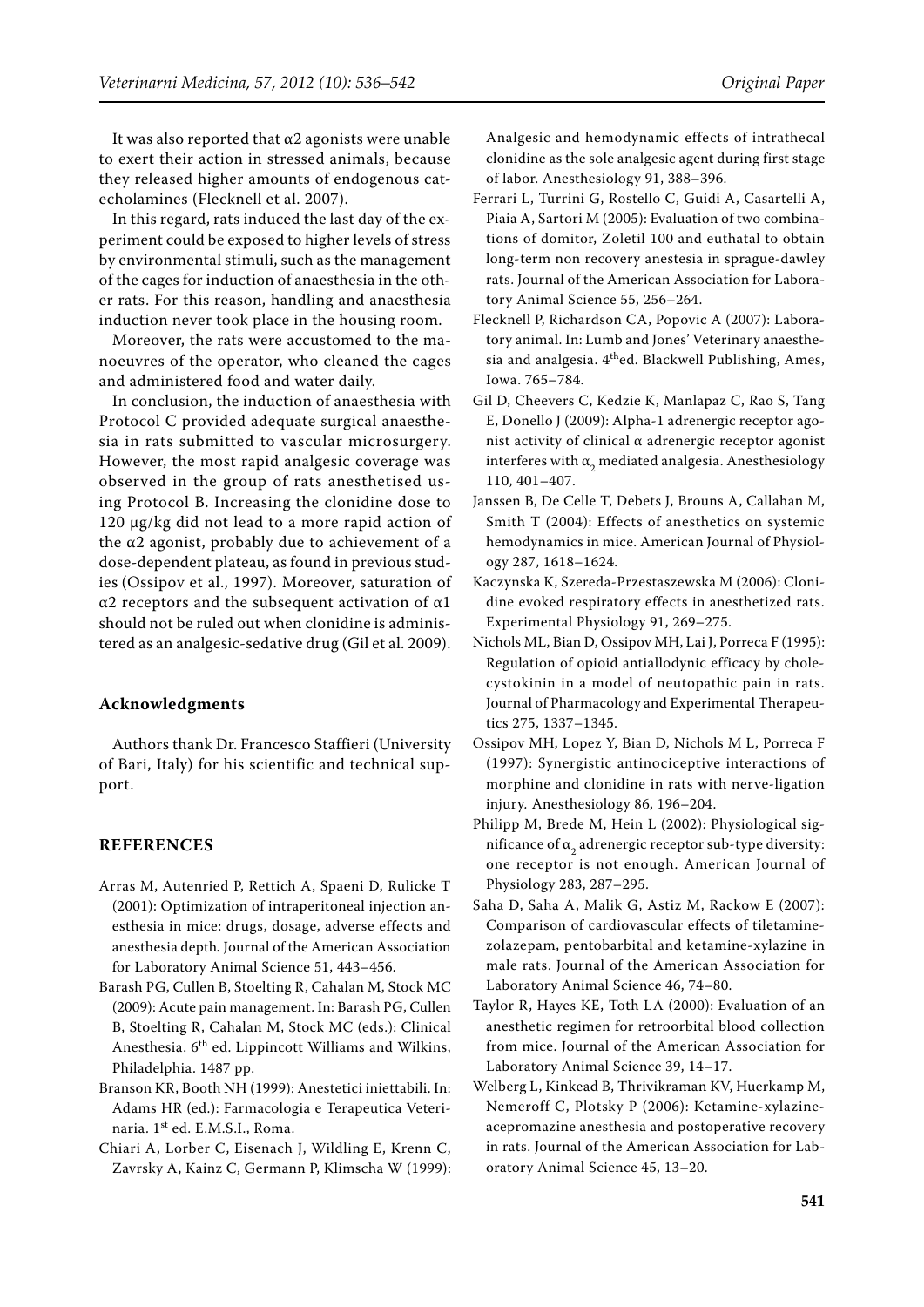It was also reported that α2 agonists were unable to exert their action in stressed animals, because they released higher amounts of endogenous catecholamines (Flecknell et al. 2007).

In this regard, rats induced the last day of the experiment could be exposed to higher levels of stress by environmental stimuli, such as the management of the cages for induction of anaesthesia in the other rats. For this reason, handling and anaesthesia induction never took place in the housing room.

Moreover, the rats were accustomed to the manoeuvres of the operator, who cleaned the cages and administered food and water daily.

In conclusion, the induction of anaesthesia with Protocol C provided adequate surgical anaesthesia in rats submitted to vascular microsurgery. However, the most rapid analgesic coverage was observed in the group of rats anesthetised using Protocol B. Increasing the clonidine dose to 120 µg/kg did not lead to a more rapid action of the α2 agonist, probably due to achievement of a dose-dependent plateau, as found in previous studies (Ossipov et al., 1997). Moreover, saturation of α2 receptors and the subsequent activation of α1 should not be ruled out when clonidine is administered as an analgesic-sedative drug (Gil et al. 2009).

## Acknowledgments

Authors thank Dr. Francesco Staffieri (University of Bari, Italy) for his scientific and technical support.

## REFERENCES

Arras M, Autenried P, Rettich A, Spaeni D, Rulicke T (2001): Optimization of intraperitoneal injection anesthesia in mice: drugs, dosage, adverse effects and anesthesia depth. Journal of the American Association for Laboratory Animal Science 51, 443–456.

Barash PG, Cullen B, Stoelting R, Cahalan M, Stock MC (2009): Acute pain management. In: Barash PG, Cullen B, Stoelting R, Cahalan M, Stock MC (eds.): Clinical Anesthesia. 6th ed. Lippincott Williams and Wilkins, Philadelphia. 1487 pp.

Branson KR, Booth NH (1999): Anestetici iniettabili. In: Adams HR (ed.): Farmacologia e Terapeutica Veterinaria. 1st ed. E.M.S.I., Roma.

Chiari A, Lorber C, Eisenach J, Wildling E, Krenn C, Zavrsky A, Kainz C, Germann P, Klimscha W (1999): Analgesic and hemodynamic effects of intrathecal clonidine as the sole analgesic agent during first stage of labor. Anesthesiology 91, 388–396.

Ferrari L, Turrini G, Rostello C, Guidi A, Casartelli A, Piaia A, Sartori M (2005): Evaluation of two combinations of domitor, Zoletil 100 and euthatal to obtain long-term non recovery anestesia in sprague-dawley rats. Journal of the American Association for Laboratory Animal Science 55, 256–264.

Flecknell P, Richardson CA, Popovic A (2007): Laboratory animal. In: Lumb and Jones' Veterinary anaesthesia and analgesia. 4th ed. Blackwell Publishing, Ames, Iowa. 765–784.

Gil D, Cheevers C, Kedzie K, Manlapaz C, Rao S, Tang E, Donello J (2009): Alpha-1 adrenergic receptor agonist activity of clinical α adrenergic receptor agonist interferes with $\alpha_2$ mediated analgesia. Anesthesiology 110, 401–407.

Janssen B, De Celle T, Debets J, Brouns A, Callahan M, Smith T (2004): Effects of anesthetics on systemic hemodynamics in mice. American Journal of Physiology 287, 1618–1624.

Kaczynska K, Szereda-Przestaszewska M (2006): Clonidine evoked respiratory effects in anesthetized rats. Experimental Physiology 91, 269–275.

Nichols ML, Bian D, Ossipov MH, Lai J, Porreca F (1995): Regulation of opioid antiallodynic efficacy by cholecystokinin in a model of neutopathic pain in rats. Journal of Pharmacology and Experimental Therapeutics 275, 1337–1345.

Ossipov MH, Lopez Y, Bian D, Nichols M L, Porreca F (1997): Synergistic antinociceptive interactions of morphine and clonidine in rats with nerve-ligation injury. Anesthesiology 86, 196–204.

Philipp M, Brede M, Hein L (2002): Physiological significance of $\alpha_2$ adrenergic receptor sub-type diversity: one receptor is not enough. American Journal of Physiology 283, 287–295.

Saha D, Saha A, Malik G, Astiz M, Rackow E (2007): Comparison of cardiovascular effects of tiletamine-zolazepam, pentobarbital and ketamine-xylazine in male rats. Journal of the American Association for Laboratory Animal Science 46, 74–80.

Taylor R, Hayes KE, Toth LA (2000): Evaluation of an anesthetic regimen for retroorbital blood collection from mice. Journal of the American Association for Laboratory Animal Science 39, 14–17.

Welberg L, Kinkead B, Thrivikraman KV, Huerkamp M, Nemeroff C, Plotsky P (2006): Ketamine-xylazine-acepromazine anesthesia and postoperative recovery in rats. Journal of the American Association for Laboratory Animal Science 45, 13–20.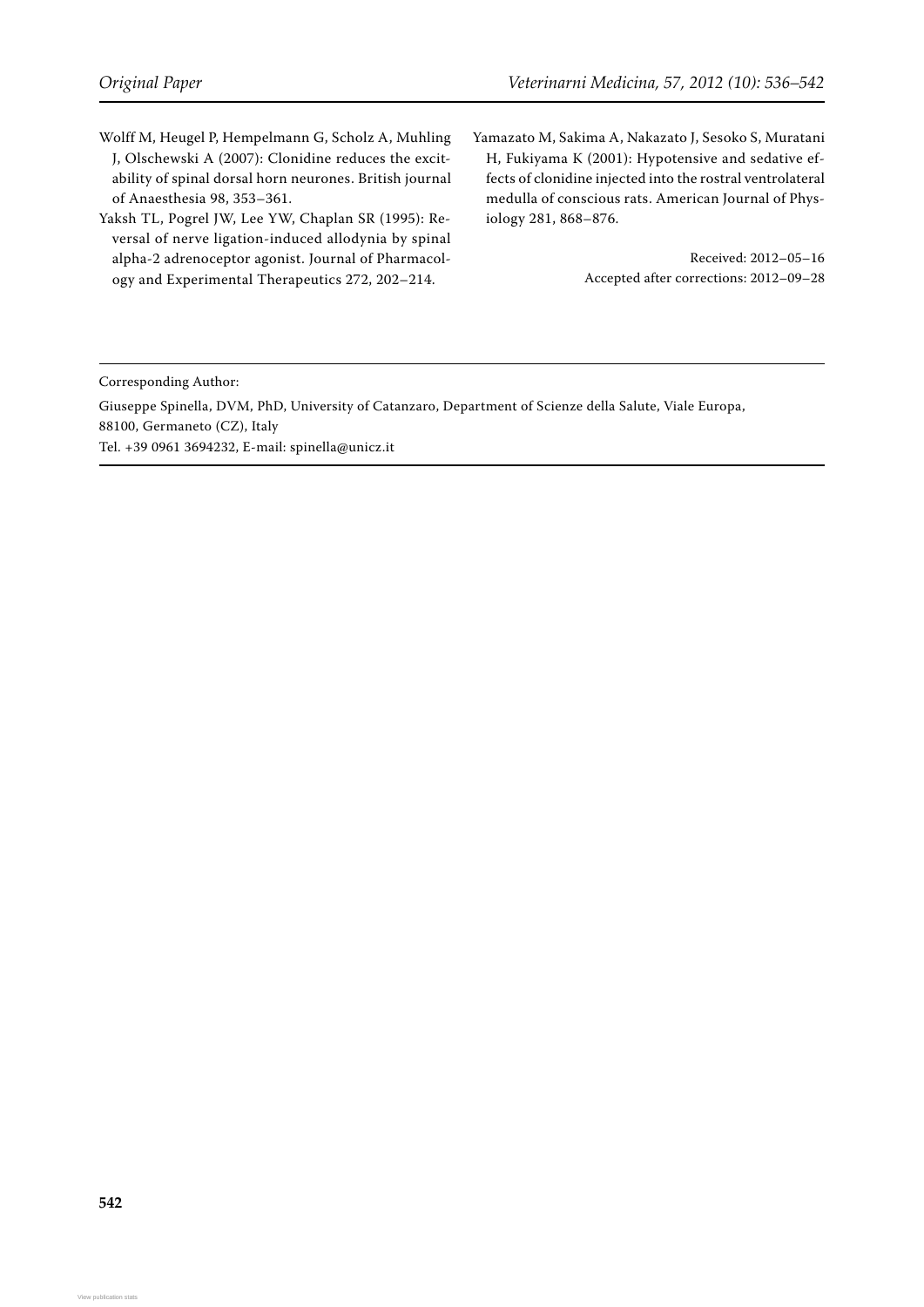Wolff M, Heugel P, Hempelmann G, Scholz A, Muhling J, Olschewski A (2007): Clonidine reduces the excitability of spinal dorsal horn neurones. British journal of Anaesthesia 98, 353–361.

Yaksh TL, Pogrel JW, Lee YW, Chaplan SR (1995): Reversal of nerve ligation-induced allodynia by spinal alpha-2 adrenoceptor agonist. Journal of Pharmacology and Experimental Therapeutics 272, 202–214.

Yamazato M, Sakima A, Nakazato J, Sesoko S, Muratani H, Fukiyama K (2001): Hypotensive and sedative effects of clonidine injected into the rostral ventrolateral medulla of conscious rats. American Journal of Physiology 281, 868–876.

Received: 2012–05–16
Accepted after corrections: 2012–09–28

Corresponding Author:

Giuseppe Spinella, DVM, PhD, University of Catanzaro, Department of Scienze della Salute, Viale Europa, 88100, Germaneto (CZ), Italy
Tel. +39 0961 3694232, E-mail: spinella@unicz.it